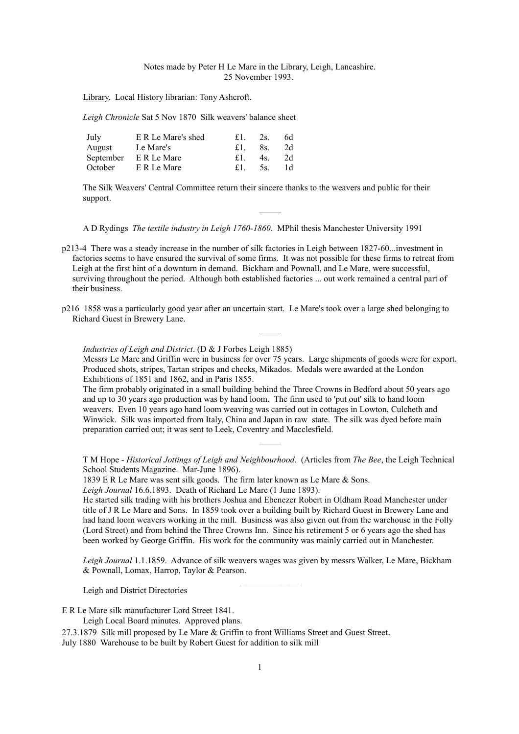Notes made by Peter H Le Mare in the Library, Leigh, Lancashire.
25 November 1993.

Library. Local History librarian: Tony Ashcroft.

*Leigh Chronicle* Sat 5 Nov 1870 Silk weavers' balance sheet

| | | | | |
|---|---|---|---|---|
| July | E R Le Mare's shed | £1. | 2s. | 6d |
| August | Le Mare's | £1. | 8s. | 2d |
| September | E R Le Mare | £1. | 4s. | 2d |
| October | E R Le Mare | £1. | 5s. | 1d |

The Silk Weavers' Central Committee return their sincere thanks to the weavers and public for their support.

_____

A D Rydings *The textile industry in Leigh 1760-1860*. MPhil thesis Manchester University 1991

p213-4 There was a steady increase in the number of silk factories in Leigh between 1827-60...investment in factories seems to have ensured the survival of some firms. It was not possible for these firms to retreat from Leigh at the first hint of a downturn in demand. Bickham and Pownall, and Le Mare, were successful, surviving throughout the period. Although both established factories ... out work remained a central part of their business.

p216 1858 was a particularly good year after an uncertain start. Le Mare's took over a large shed belonging to Richard Guest in Brewery Lane.

_____

*Industries of Leigh and District*. (D & J Forbes Leigh 1885)
Messrs Le Mare and Griffin were in business for over 75 years. Large shipments of goods were for export. Produced shots, stripes, Tartan stripes and checks, Mikados. Medals were awarded at the London Exhibitions of 1851 and 1862, and in Paris 1855.
The firm probably originated in a small building behind the Three Crowns in Bedford about 50 years ago and up to 30 years ago production was by hand loom. The firm used to 'put out' silk to hand loom weavers. Even 10 years ago hand loom weaving was carried out in cottages in Lowton, Culcheth and Winwick. Silk was imported from Italy, China and Japan in raw state. The silk was dyed before main preparation carried out; it was sent to Leek, Coventry and Macclesfield.

_____

T M Hope - *Historical Jottings of Leigh and Neighbourhood*. (Articles from *The Bee*, the Leigh Technical School Students Magazine. Mar-June 1896).
1839 E R Le Mare was sent silk goods. The firm later known as Le Mare & Sons.
*Leigh Journal* 16.6.1893. Death of Richard Le Mare (1 June 1893).
He started silk trading with his brothers Joshua and Ebenezer Robert in Oldham Road Manchester under title of J R Le Mare and Sons. In 1859 took over a building built by Richard Guest in Brewery Lane and had hand loom weavers working in the mill. Business was also given out from the warehouse in the Folly (Lord Street) and from behind the Three Crowns Inn. Since his retirement 5 or 6 years ago the shed has been worked by George Griffin. His work for the community was mainly carried out in Manchester.

*Leigh Journal* 1.1.1859. Advance of silk weavers wages was given by messrs Walker, Le Mare, Bickham & Pownall, Lomax, Harrop, Taylor & Pearson.

_____________

Leigh and District Directories

E R Le Mare silk manufacturer Lord Street 1841.

Leigh Local Board minutes. Approved plans.

27.3.1879 Silk mill proposed by Le Mare & Griffin to front Williams Street and Guest Street.
July 1880 Warehouse to be built by Robert Guest for addition to silk mill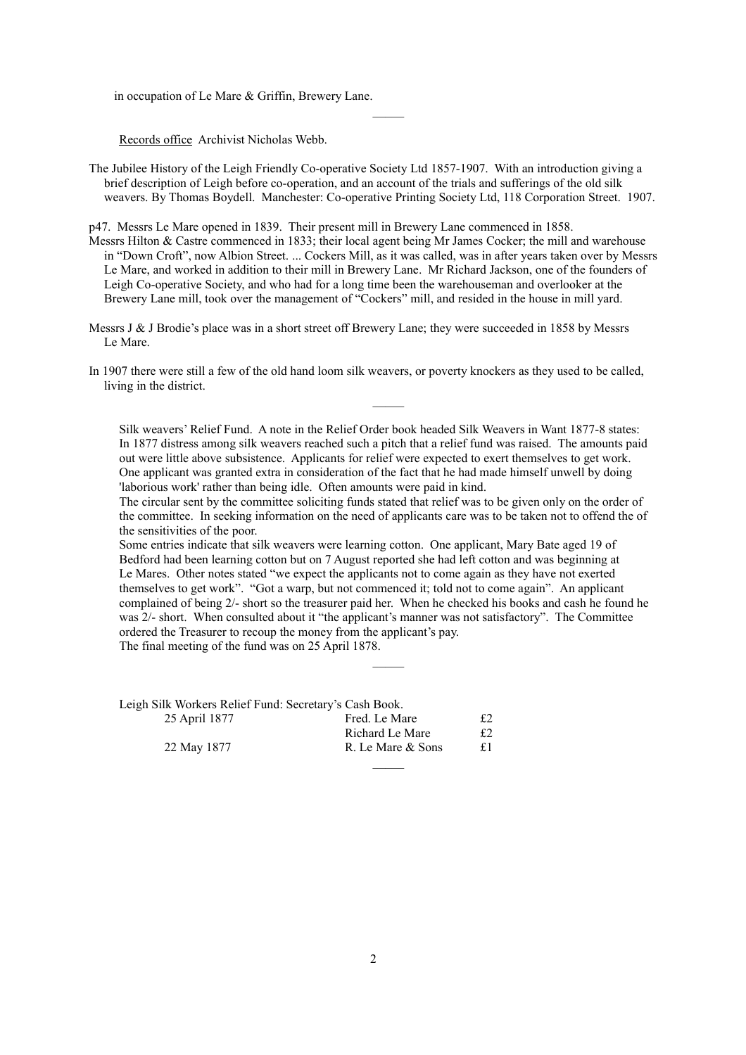in occupation of Le Mare & Griffin, Brewery Lane.

―――

Records office Archivist Nicholas Webb.

The Jubilee History of the Leigh Friendly Co-operative Society Ltd 1857-1907. With an introduction giving a brief description of Leigh before co-operation, and an account of the trials and sufferings of the old silk weavers. By Thomas Boydell. Manchester: Co-operative Printing Society Ltd, 118 Corporation Street. 1907.

p47. Messrs Le Mare opened in 1839. Their present mill in Brewery Lane commenced in 1858.

Messrs Hilton & Castre commenced in 1833; their local agent being Mr James Cocker; the mill and warehouse in "Down Croft", now Albion Street. ... Cockers Mill, as it was called, was in after years taken over by Messrs Le Mare, and worked in addition to their mill in Brewery Lane. Mr Richard Jackson, one of the founders of Leigh Co-operative Society, and who had for a long time been the warehouseman and overlooker at the Brewery Lane mill, took over the management of "Cockers" mill, and resided in the house in mill yard.

Messrs J & J Brodie's place was in a short street off Brewery Lane; they were succeeded in 1858 by Messrs Le Mare.

In 1907 there were still a few of the old hand loom silk weavers, or poverty knockers as they used to be called, living in the district.

―――

Silk weavers' Relief Fund. A note in the Relief Order book headed Silk Weavers in Want 1877-8 states: In 1877 distress among silk weavers reached such a pitch that a relief fund was raised. The amounts paid out were little above subsistence. Applicants for relief were expected to exert themselves to get work. One applicant was granted extra in consideration of the fact that he had made himself unwell by doing 'laborious work' rather than being idle. Often amounts were paid in kind.

The circular sent by the committee soliciting funds stated that relief was to be given only on the order of the committee. In seeking information on the need of applicants care was to be taken not to offend the of the sensitivities of the poor.

Some entries indicate that silk weavers were learning cotton. One applicant, Mary Bate aged 19 of Bedford had been learning cotton but on 7 August reported she had left cotton and was beginning at Le Mares. Other notes stated "we expect the applicants not to come again as they have not exerted themselves to get work". "Got a warp, but not commenced it; told not to come again". An applicant complained of being 2/- short so the treasurer paid her. When he checked his books and cash he found he was 2/- short. When consulted about it "the applicant's manner was not satisfactory". The Committee ordered the Treasurer to recoup the money from the applicant's pay.

The final meeting of the fund was on 25 April 1878.

―――

Leigh Silk Workers Relief Fund: Secretary's Cash Book.

| | | |
|---|---|---|
| 25 April 1877 | Fred. Le Mare | £2 |
| | Richard Le Mare | £2 |
| 22 May 1877 | R. Le Mare & Sons | £1 |

―――